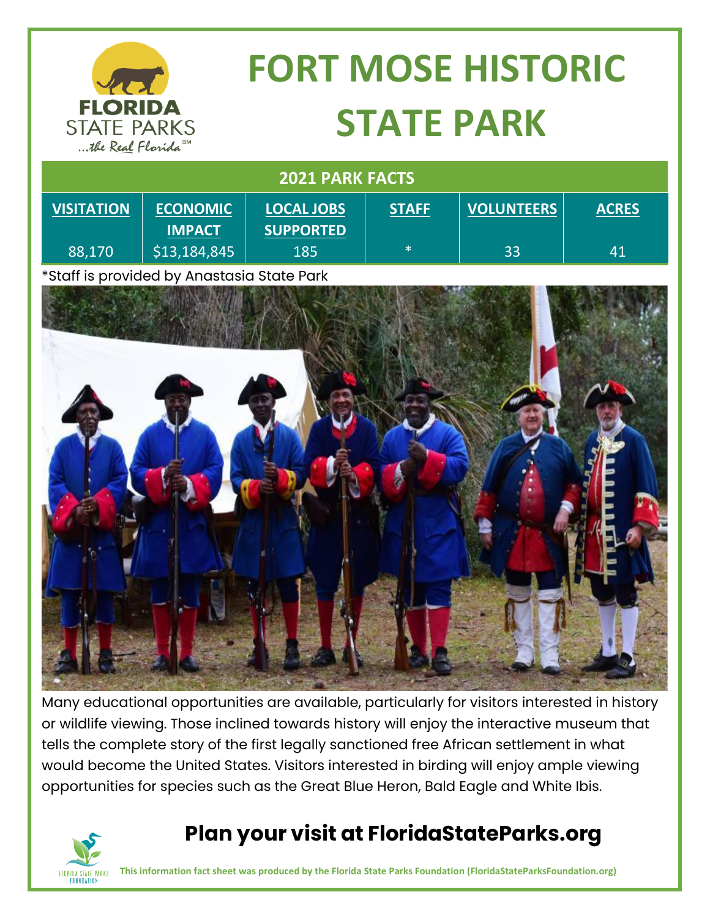# FORT MOSE HISTORIC STATE PARK

| 2021 PARK FACTS | | | | | |
|---|---|---|---|---|---|
| VISITATION | ECONOMIC IMPACT | LOCAL JOBS SUPPORTED | STAFF | VOLUNTEERS | ACRES |
| 88,170 | $13,184,845 | 185 | * | 33 | 41 |

*Staff is provided by Anastasia State Park

Many educational opportunities are available, particularly for visitors interested in history or wildlife viewing. Those inclined towards history will enjoy the interactive museum that tells the complete story of the first legally sanctioned free African settlement in what would become the United States. Visitors interested in birding will enjoy ample viewing opportunities for species such as the Great Blue Heron, Bald Eagle and White Ibis.

## Plan your visit at FloridaStateParks.org

**This information fact sheet was produced by the Florida State Parks Foundation (FloridaStateParksFoundation.org)**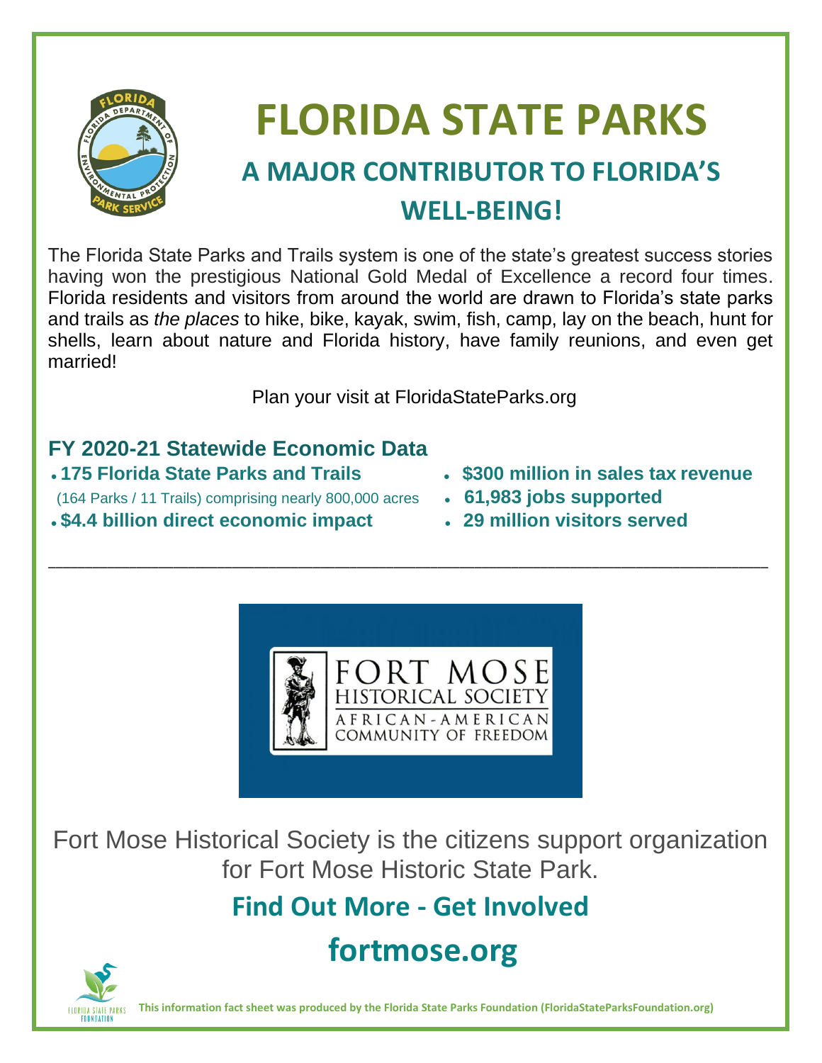# FLORIDA STATE PARKS

## A MAJOR CONTRIBUTOR TO FLORIDA'S WELL-BEING!

The Florida State Parks and Trails system is one of the state's greatest success stories having won the prestigious National Gold Medal of Excellence a record four times. Florida residents and visitors from around the world are drawn to Florida's state parks and trails as *the places* to hike, bike, kayak, swim, fish, camp, lay on the beach, hunt for shells, learn about nature and Florida history, have family reunions, and even get married!

Plan your visit at FloridaStateParks.org

### FY 2020-21 Statewide Economic Data

- **175 Florida State Parks and Trails**
  (164 Parks / 11 Trails) comprising nearly 800,000 acres
- **$4.4 billion direct economic impact**
- **$300 million in sales tax revenue**
- **61,983 jobs supported**
- **29 million visitors served**

---

FORT MOSE HISTORICAL SOCIETY
AFRICAN-AMERICAN COMMUNITY OF FREEDOM

Fort Mose Historical Society is the citizens support organization for Fort Mose Historic State Park.

## Find Out More - Get Involved

## fortmose.org

**This information fact sheet was produced by the Florida State Parks Foundation (FloridaStateParksFoundation.org)**